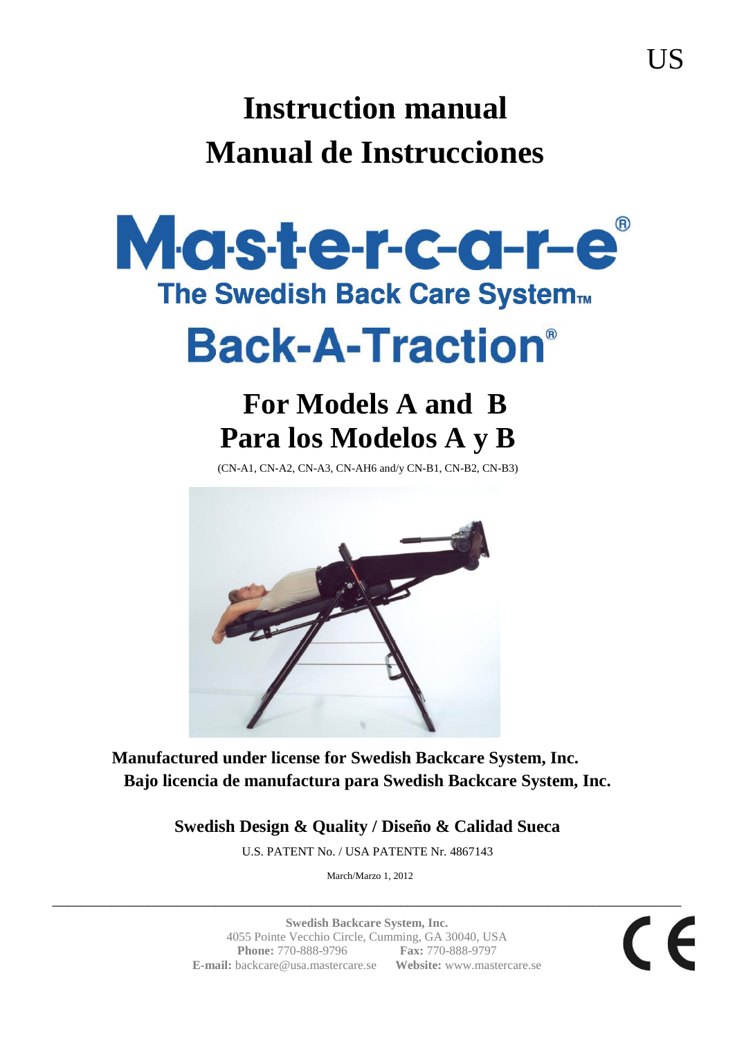US

# Instruction manual

# Manual de Instrucciones

# Mastercare®

## The Swedish Back Care System™

# Back-A-Traction®

## For Models A and B

## Para los Modelos A y B

(CN-A1, CN-A2, CN-A3, CN-AH6 and/y CN-B1, CN-B2, CN-B3)

**Manufactured under license for Swedish Backcare System, Inc.**

**Bajo licencia de manufactura para Swedish Backcare System, Inc.**

**Swedish Design & Quality / Diseño & Calidad Sueca**

U.S. PATENT No. / USA PATENTE Nr. 4867143

March/Marzo 1, 2012

---

**Swedish Backcare System, Inc.**
4055 Pointe Vecchio Circle, Cumming, GA 30040, USA
**Phone:** 770-888-9796 **Fax:** 770-888-9797
**E-mail:** backcare@usa.mastercare.se **Website:** www.mastercare.se

CE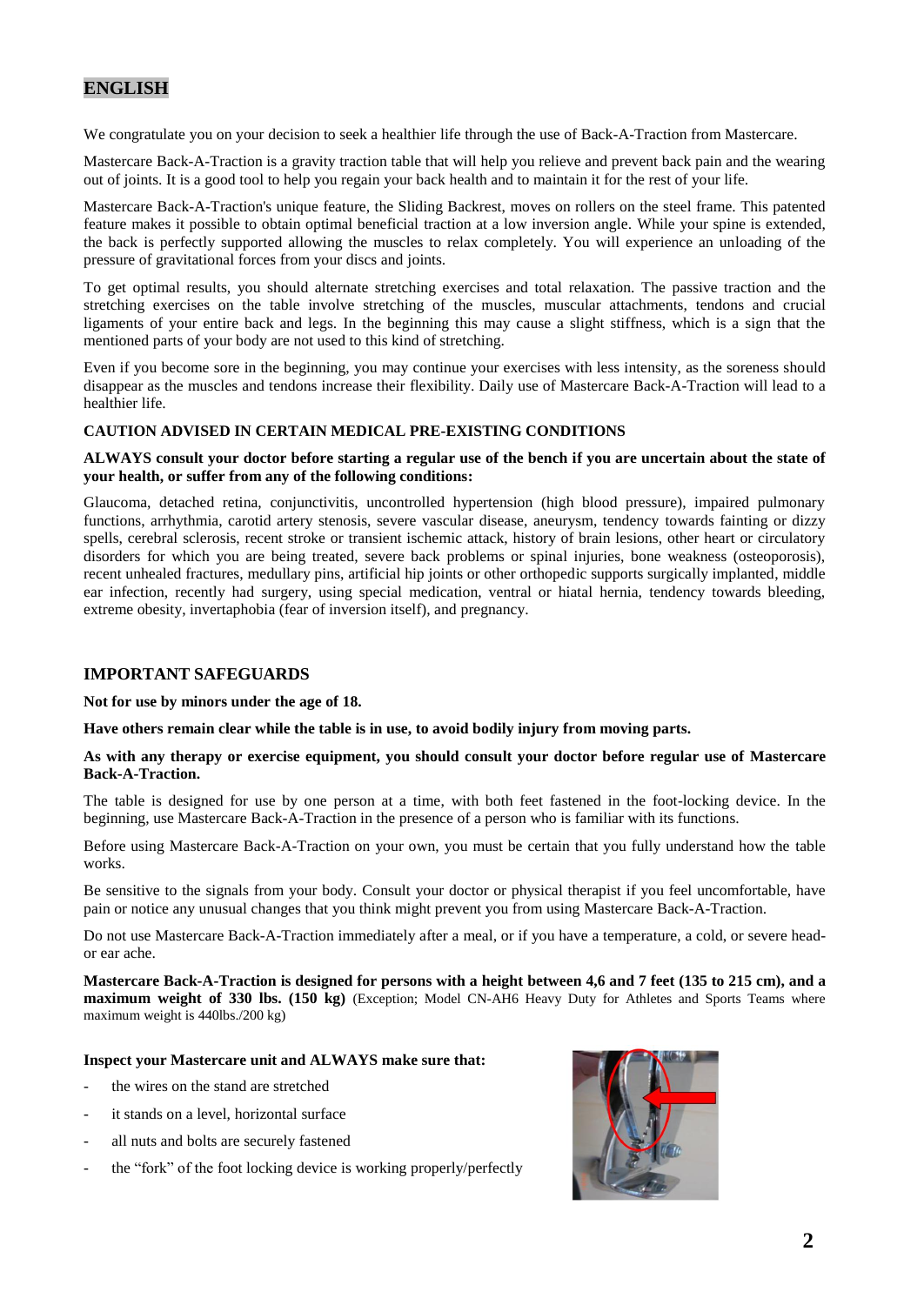## ENGLISH

We congratulate you on your decision to seek a healthier life through the use of Back-A-Traction from Mastercare.

Mastercare Back-A-Traction is a gravity traction table that will help you relieve and prevent back pain and the wearing out of joints. It is a good tool to help you regain your back health and to maintain it for the rest of your life.

Mastercare Back-A-Traction's unique feature, the Sliding Backrest, moves on rollers on the steel frame. This patented feature makes it possible to obtain optimal beneficial traction at a low inversion angle. While your spine is extended, the back is perfectly supported allowing the muscles to relax completely. You will experience an unloading of the pressure of gravitational forces from your discs and joints.

To get optimal results, you should alternate stretching exercises and total relaxation. The passive traction and the stretching exercises on the table involve stretching of the muscles, muscular attachments, tendons and crucial ligaments of your entire back and legs. In the beginning this may cause a slight stiffness, which is a sign that the mentioned parts of your body are not used to this kind of stretching.

Even if you become sore in the beginning, you may continue your exercises with less intensity, as the soreness should disappear as the muscles and tendons increase their flexibility. Daily use of Mastercare Back-A-Traction will lead to a healthier life.

**CAUTION ADVISED IN CERTAIN MEDICAL PRE-EXISTING CONDITIONS**

**ALWAYS consult your doctor before starting a regular use of the bench if you are uncertain about the state of your health, or suffer from any of the following conditions:**

Glaucoma, detached retina, conjunctivitis, uncontrolled hypertension (high blood pressure), impaired pulmonary functions, arrhythmia, carotid artery stenosis, severe vascular disease, aneurysm, tendency towards fainting or dizzy spells, cerebral sclerosis, recent stroke or transient ischemic attack, history of brain lesions, other heart or circulatory disorders for which you are being treated, severe back problems or spinal injuries, bone weakness (osteoporosis), recent unhealed fractures, medullary pins, artificial hip joints or other orthopedic supports surgically implanted, middle ear infection, recently had surgery, using special medication, ventral or hiatal hernia, tendency towards bleeding, extreme obesity, invertaphobia (fear of inversion itself), and pregnancy.

### IMPORTANT SAFEGUARDS

**Not for use by minors under the age of 18.**

**Have others remain clear while the table is in use, to avoid bodily injury from moving parts.**

**As with any therapy or exercise equipment, you should consult your doctor before regular use of Mastercare Back-A-Traction.**

The table is designed for use by one person at a time, with both feet fastened in the foot-locking device. In the beginning, use Mastercare Back-A-Traction in the presence of a person who is familiar with its functions.

Before using Mastercare Back-A-Traction on your own, you must be certain that you fully understand how the table works.

Be sensitive to the signals from your body. Consult your doctor or physical therapist if you feel uncomfortable, have pain or notice any unusual changes that you think might prevent you from using Mastercare Back-A-Traction.

Do not use Mastercare Back-A-Traction immediately after a meal, or if you have a temperature, a cold, or severe head- or ear ache.

**Mastercare Back-A-Traction is designed for persons with a height between 4,6 and 7 feet (135 to 215 cm), and a maximum weight of 330 lbs. (150 kg)** (Exception; Model CN-AH6 Heavy Duty for Athletes and Sports Teams where maximum weight is 440lbs./200 kg)

**Inspect your Mastercare unit and ALWAYS make sure that:**

- the wires on the stand are stretched
- it stands on a level, horizontal surface
- all nuts and bolts are securely fastened
- the "fork" of the foot locking device is working properly/perfectly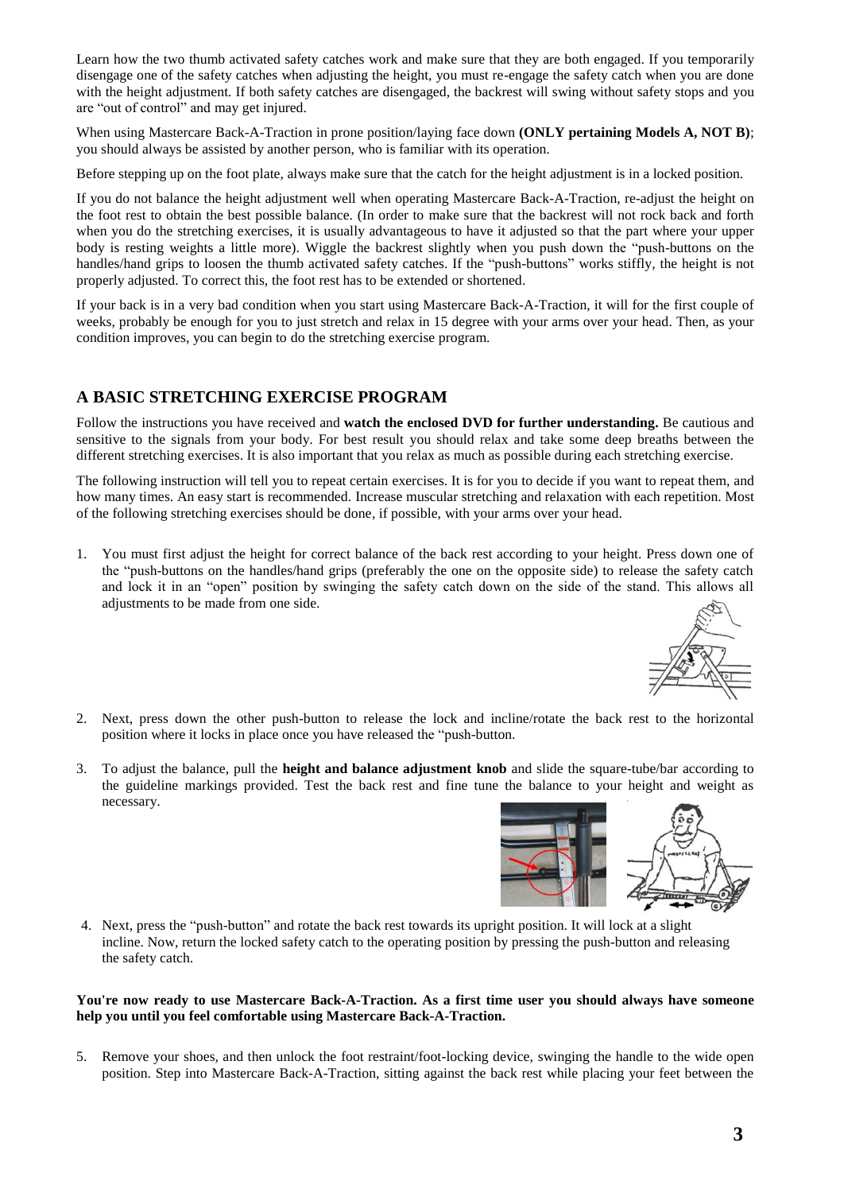Learn how the two thumb activated safety catches work and make sure that they are both engaged. If you temporarily disengage one of the safety catches when adjusting the height, you must re-engage the safety catch when you are done with the height adjustment. If both safety catches are disengaged, the backrest will swing without safety stops and you are "out of control" and may get injured.

When using Mastercare Back-A-Traction in prone position/laying face down **(ONLY pertaining Models A, NOT B)**; you should always be assisted by another person, who is familiar with its operation.

Before stepping up on the foot plate, always make sure that the catch for the height adjustment is in a locked position.

If you do not balance the height adjustment well when operating Mastercare Back-A-Traction, re-adjust the height on the foot rest to obtain the best possible balance. (In order to make sure that the backrest will not rock back and forth when you do the stretching exercises, it is usually advantageous to have it adjusted so that the part where your upper body is resting weights a little more). Wiggle the backrest slightly when you push down the "push-buttons on the handles/hand grips to loosen the thumb activated safety catches. If the "push-buttons" works stiffly, the height is not properly adjusted. To correct this, the foot rest has to be extended or shortened.

If your back is in a very bad condition when you start using Mastercare Back-A-Traction, it will for the first couple of weeks, probably be enough for you to just stretch and relax in 15 degree with your arms over your head. Then, as your condition improves, you can begin to do the stretching exercise program.

## A BASIC STRETCHING EXERCISE PROGRAM

Follow the instructions you have received and **watch the enclosed DVD for further understanding.** Be cautious and sensitive to the signals from your body. For best result you should relax and take some deep breaths between the different stretching exercises. It is also important that you relax as much as possible during each stretching exercise.

The following instruction will tell you to repeat certain exercises. It is for you to decide if you want to repeat them, and how many times. An easy start is recommended. Increase muscular stretching and relaxation with each repetition. Most of the following stretching exercises should be done, if possible, with your arms over your head.

1. You must first adjust the height for correct balance of the back rest according to your height. Press down one of the "push-buttons on the handles/hand grips (preferably the one on the opposite side) to release the safety catch and lock it in an "open" position by swinging the safety catch down on the side of the stand. This allows all adjustments to be made from one side.

2. Next, press down the other push-button to release the lock and incline/rotate the back rest to the horizontal position where it locks in place once you have released the "push-button.

3. To adjust the balance, pull the **height and balance adjustment knob** and slide the square-tube/bar according to the guideline markings provided. Test the back rest and fine tune the balance to your height and weight as necessary.

4. Next, press the "push-button" and rotate the back rest towards its upright position. It will lock at a slight incline. Now, return the locked safety catch to the operating position by pressing the push-button and releasing the safety catch.

**You're now ready to use Mastercare Back-A-Traction. As a first time user you should always have someone help you until you feel comfortable using Mastercare Back-A-Traction.**

5. Remove your shoes, and then unlock the foot restraint/foot-locking device, swinging the handle to the wide open position. Step into Mastercare Back-A-Traction, sitting against the back rest while placing your feet between the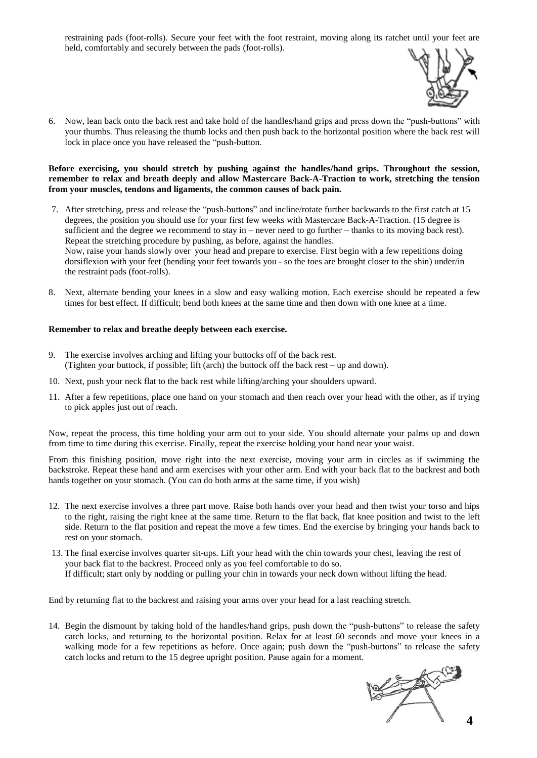restraining pads (foot-rolls). Secure your feet with the foot restraint, moving along its ratchet until your feet are held, comfortably and securely between the pads (foot-rolls).

6. Now, lean back onto the back rest and take hold of the handles/hand grips and press down the "push-buttons" with your thumbs. Thus releasing the thumb locks and then push back to the horizontal position where the back rest will lock in place once you have released the "push-button.

**Before exercising, you should stretch by pushing against the handles/hand grips. Throughout the session, remember to relax and breath deeply and allow Mastercare Back-A-Traction to work, stretching the tension from your muscles, tendons and ligaments, the common causes of back pain.**

7. After stretching, press and release the "push-buttons" and incline/rotate further backwards to the first catch at 15 degrees, the position you should use for your first few weeks with Mastercare Back-A-Traction. (15 degree is sufficient and the degree we recommend to stay in – never need to go further – thanks to its moving back rest). Repeat the stretching procedure by pushing, as before, against the handles.
   Now, raise your hands slowly over your head and prepare to exercise. First begin with a few repetitions doing dorsiflexion with your feet (bending your feet towards you - so the toes are brought closer to the shin) under/in the restraint pads (foot-rolls).

8. Next, alternate bending your knees in a slow and easy walking motion. Each exercise should be repeated a few times for best effect. If difficult; bend both knees at the same time and then down with one knee at a time.

**Remember to relax and breathe deeply between each exercise.**

9. The exercise involves arching and lifting your buttocks off of the back rest.
   (Tighten your buttock, if possible; lift (arch) the buttock off the back rest – up and down).
10. Next, push your neck flat to the back rest while lifting/arching your shoulders upward.
11. After a few repetitions, place one hand on your stomach and then reach over your head with the other, as if trying to pick apples just out of reach.

Now, repeat the process, this time holding your arm out to your side. You should alternate your palms up and down from time to time during this exercise. Finally, repeat the exercise holding your hand near your waist.

From this finishing position, move right into the next exercise, moving your arm in circles as if swimming the backstroke. Repeat these hand and arm exercises with your other arm. End with your back flat to the backrest and both hands together on your stomach. (You can do both arms at the same time, if you wish)

12. The next exercise involves a three part move. Raise both hands over your head and then twist your torso and hips to the right, raising the right knee at the same time. Return to the flat back, flat knee position and twist to the left side. Return to the flat position and repeat the move a few times. End the exercise by bringing your hands back to rest on your stomach.
13. The final exercise involves quarter sit-ups. Lift your head with the chin towards your chest, leaving the rest of your back flat to the backrest. Proceed only as you feel comfortable to do so.
    If difficult; start only by nodding or pulling your chin in towards your neck down without lifting the head.

End by returning flat to the backrest and raising your arms over your head for a last reaching stretch.

14. Begin the dismount by taking hold of the handles/hand grips, push down the "push-buttons" to release the safety catch locks, and returning to the horizontal position. Relax for at least 60 seconds and move your knees in a walking mode for a few repetitions as before. Once again; push down the "push-buttons" to release the safety catch locks and return to the 15 degree upright position. Pause again for a moment.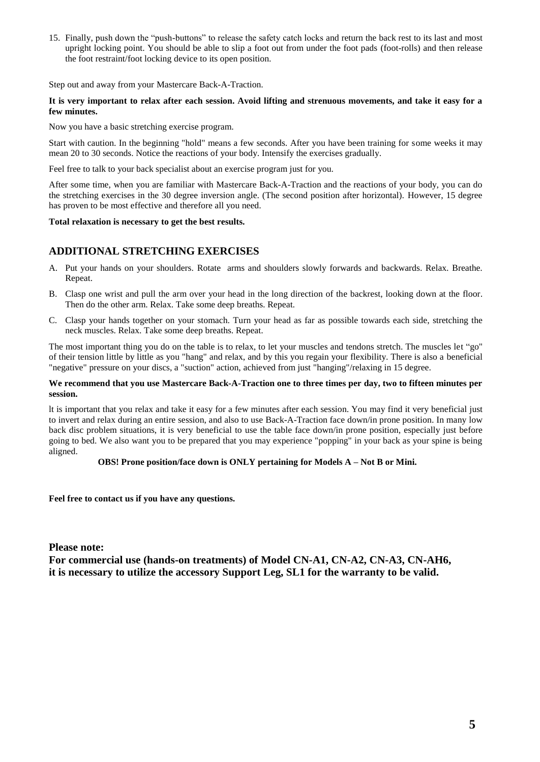15. Finally, push down the "push-buttons" to release the safety catch locks and return the back rest to its last and most upright locking point. You should be able to slip a foot out from under the foot pads (foot-rolls) and then release the foot restraint/foot locking device to its open position.

Step out and away from your Mastercare Back-A-Traction.

**It is very important to relax after each session. Avoid lifting and strenuous movements, and take it easy for a few minutes.**

Now you have a basic stretching exercise program.

Start with caution. In the beginning "hold" means a few seconds. After you have been training for some weeks it may mean 20 to 30 seconds. Notice the reactions of your body. Intensify the exercises gradually.

Feel free to talk to your back specialist about an exercise program just for you.

After some time, when you are familiar with Mastercare Back-A-Traction and the reactions of your body, you can do the stretching exercises in the 30 degree inversion angle. (The second position after horizontal). However, 15 degree has proven to be most effective and therefore all you need.

**Total relaxation is necessary to get the best results.**

## ADDITIONAL STRETCHING EXERCISES

A. Put your hands on your shoulders. Rotate arms and shoulders slowly forwards and backwards. Relax. Breathe. Repeat.

B. Clasp one wrist and pull the arm over your head in the long direction of the backrest, looking down at the floor. Then do the other arm. Relax. Take some deep breaths. Repeat.

C. Clasp your hands together on your stomach. Turn your head as far as possible towards each side, stretching the neck muscles. Relax. Take some deep breaths. Repeat.

The most important thing you do on the table is to relax, to let your muscles and tendons stretch. The muscles let "go" of their tension little by little as you "hang" and relax, and by this you regain your flexibility. There is also a beneficial "negative" pressure on your discs, a "suction" action, achieved from just "hanging"/relaxing in 15 degree.

**We recommend that you use Mastercare Back-A-Traction one to three times per day, two to fifteen minutes per session.**

lt is important that you relax and take it easy for a few minutes after each session. You may find it very beneficial just to invert and relax during an entire session, and also to use Back-A-Traction face down/in prone position. In many low back disc problem situations, it is very beneficial to use the table face down/in prone position, especially just before going to bed. We also want you to be prepared that you may experience "popping" in your back as your spine is being aligned.

**OBS! Prone position/face down is ONLY pertaining for Models A – Not B or Mini.**

**Feel free to contact us if you have any questions.**

**Please note:**
**For commercial use (hands-on treatments) of Model CN-A1, CN-A2, CN-A3, CN-AH6, it is necessary to utilize the accessory Support Leg, SL1 for the warranty to be valid.**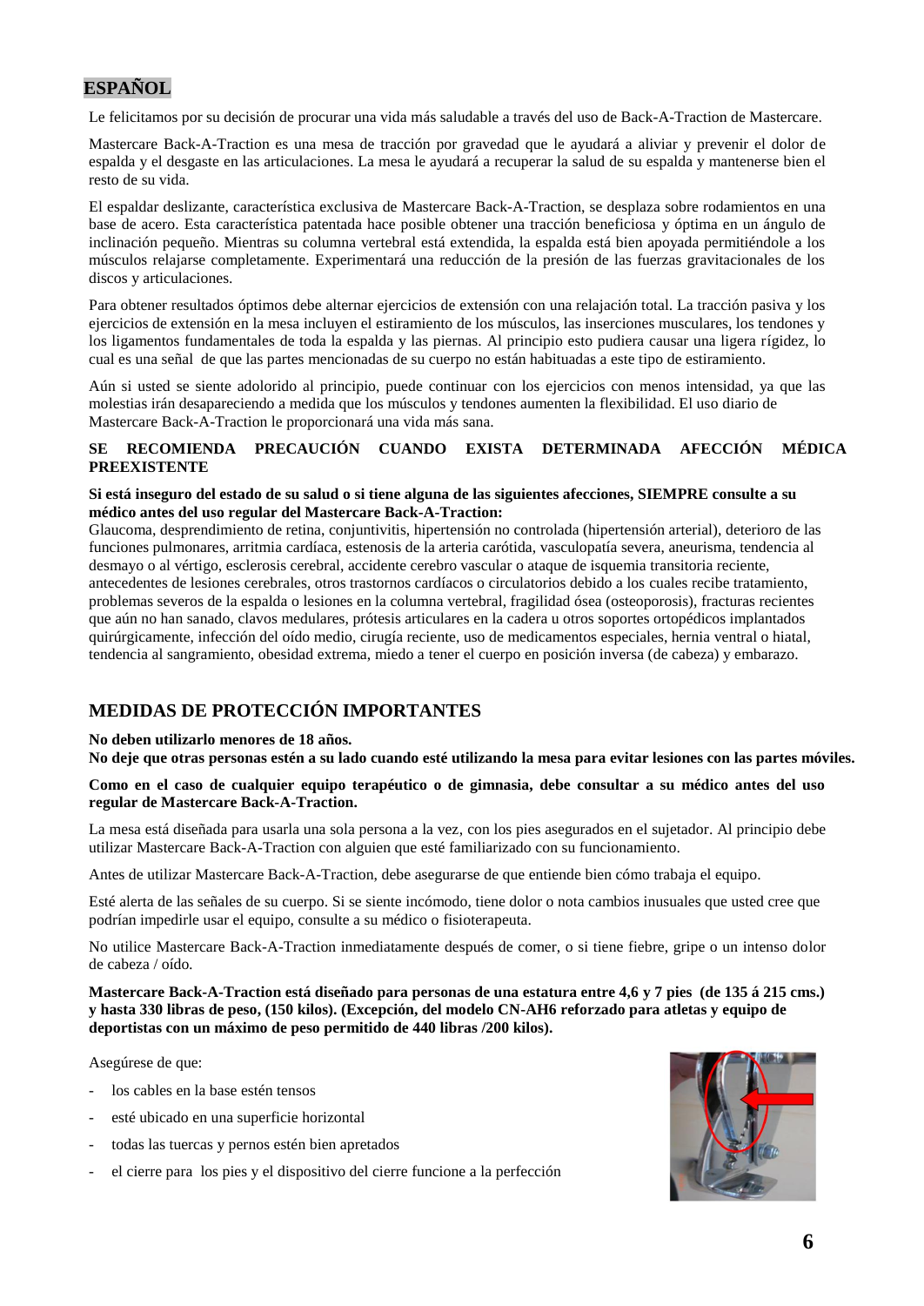## ESPAÑOL

Le felicitamos por su decisión de procurar una vida más saludable a través del uso de Back-A-Traction de Mastercare.

Mastercare Back-A-Traction es una mesa de tracción por gravedad que le ayudará a aliviar y prevenir el dolor de espalda y el desgaste en las articulaciones. La mesa le ayudará a recuperar la salud de su espalda y mantenerse bien el resto de su vida.

El espaldar deslizante, característica exclusiva de Mastercare Back-A-Traction, se desplaza sobre rodamientos en una base de acero. Esta característica patentada hace posible obtener una tracción beneficiosa y óptima en un ángulo de inclinación pequeño. Mientras su columna vertebral está extendida, la espalda está bien apoyada permitiéndole a los músculos relajarse completamente. Experimentará una reducción de la presión de las fuerzas gravitacionales de los discos y articulaciones.

Para obtener resultados óptimos debe alternar ejercicios de extensión con una relajación total. La tracción pasiva y los ejercicios de extensión en la mesa incluyen el estiramiento de los músculos, las inserciones musculares, los tendones y los ligamentos fundamentales de toda la espalda y las piernas. Al principio esto pudiera causar una ligera rígidez, lo cual es una señal de que las partes mencionadas de su cuerpo no están habituadas a este tipo de estiramiento.

Aún si usted se siente adolorido al principio, puede continuar con los ejercicios con menos intensidad, ya que las molestias irán desapareciendo a medida que los músculos y tendones aumenten la flexibilidad. El uso diario de Mastercare Back-A-Traction le proporcionará una vida más sana.

**SE RECOMIENDA PRECAUCIÓN CUANDO EXISTA DETERMINADA AFECCIÓN MÉDICA PREEXISTENTE**

**Si está inseguro del estado de su salud o si tiene alguna de las siguientes afecciones, SIEMPRE consulte a su médico antes del uso regular del Mastercare Back-A-Traction:**
Glaucoma, desprendimiento de retina, conjuntivitis, hipertensión no controlada (hipertensión arterial), deterioro de las funciones pulmonares, arritmia cardíaca, estenosis de la arteria carótida, vasculopatía severa, aneurisma, tendencia al desmayo o al vértigo, esclerosis cerebral, accidente cerebro vascular o ataque de isquemia transitoria reciente, antecedentes de lesiones cerebrales, otros trastornos cardíacos o circulatorios debido a los cuales recibe tratamiento, problemas severos de la espalda o lesiones en la columna vertebral, fragilidad ósea (osteoporosis), fracturas recientes que aún no han sanado, clavos medulares, prótesis articulares en la cadera u otros soportes ortopédicos implantados quirúrgicamente, infección del oído medio, cirugía reciente, uso de medicamentos especiales, hernia ventral o hiatal, tendencia al sangramiento, obesidad extrema, miedo a tener el cuerpo en posición inversa (de cabeza) y embarazo.

## MEDIDAS DE PROTECCIÓN IMPORTANTES

**No deben utilizarlo menores de 18 años.**
**No deje que otras personas estén a su lado cuando esté utilizando la mesa para evitar lesiones con las partes móviles.**

**Como en el caso de cualquier equipo terapéutico o de gimnasia, debe consultar a su médico antes del uso regular de Mastercare Back-A-Traction.**

La mesa está diseñada para usarla una sola persona a la vez, con los pies asegurados en el sujetador. Al principio debe utilizar Mastercare Back-A-Traction con alguien que esté familiarizado con su funcionamiento.

Antes de utilizar Mastercare Back-A-Traction, debe asegurarse de que entiende bien cómo trabaja el equipo.

Esté alerta de las señales de su cuerpo. Si se siente incómodo, tiene dolor o nota cambios inusuales que usted cree que podrían impedirle usar el equipo, consulte a su médico o fisioterapeuta.

No utilice Mastercare Back-A-Traction inmediatamente después de comer, o si tiene fiebre, gripe o un intenso dolor de cabeza / oído.

**Mastercare Back-A-Traction está diseñado para personas de una estatura entre 4,6 y 7 pies (de 135 á 215 cms.) y hasta 330 libras de peso, (150 kilos). (Excepción, del modelo CN-AH6 reforzado para atletas y equipo de deportistas con un máximo de peso permitido de 440 libras /200 kilos).**

Asegúrese de que:

- los cables en la base estén tensos
- esté ubicado en una superficie horizontal
- todas las tuercas y pernos estén bien apretados
- el cierre para los pies y el dispositivo del cierre funcione a la perfección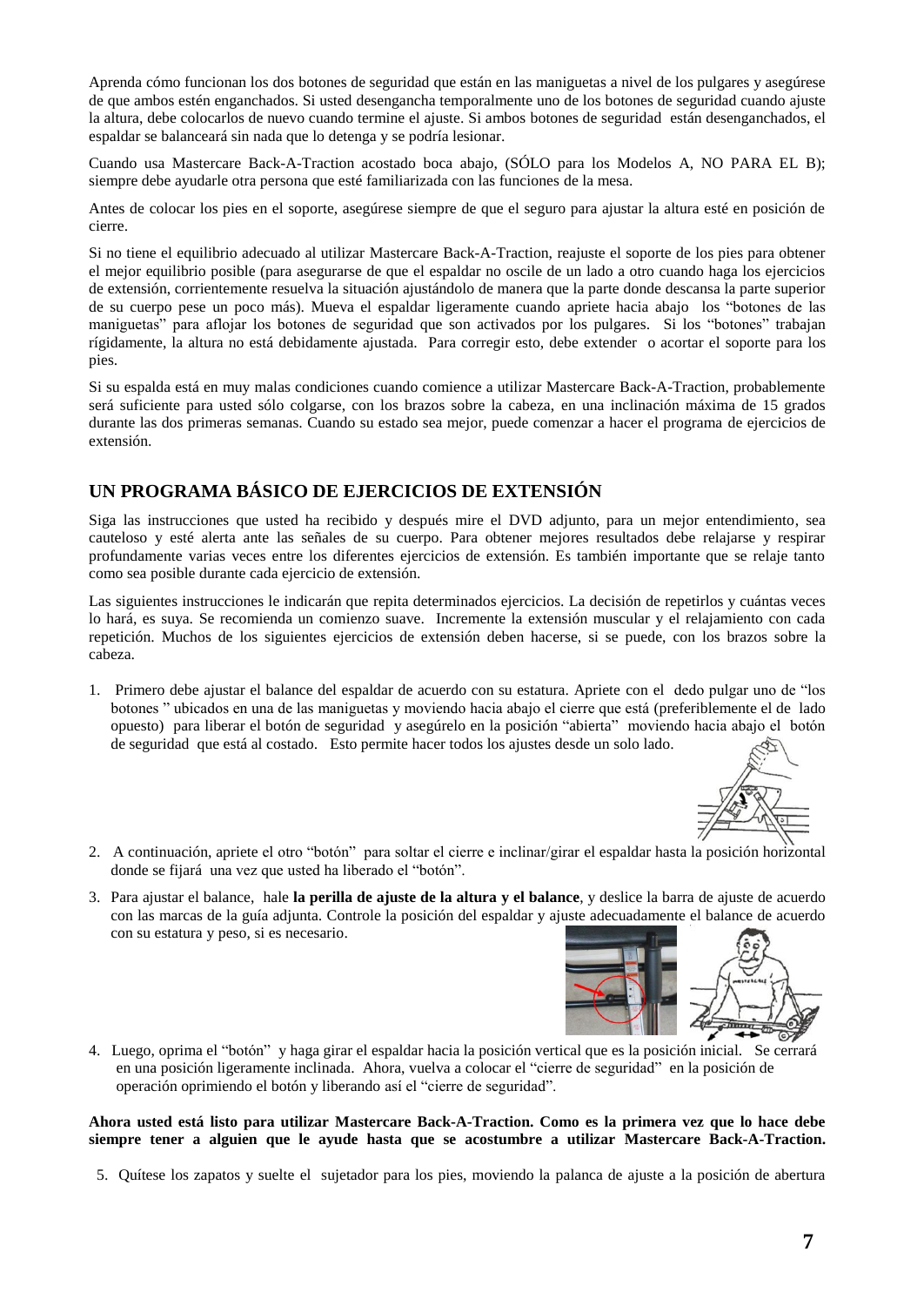Aprenda cómo funcionan los dos botones de seguridad que están en las maniguetas a nivel de los pulgares y asegúrese de que ambos estén enganchados. Si usted desengancha temporalmente uno de los botones de seguridad cuando ajuste la altura, debe colocarlos de nuevo cuando termine el ajuste. Si ambos botones de seguridad están desenganchados, el espaldar se balanceará sin nada que lo detenga y se podría lesionar.

Cuando usa Mastercare Back-A-Traction acostado boca abajo, (SÓLO para los Modelos A, NO PARA EL B); siempre debe ayudarle otra persona que esté familiarizada con las funciones de la mesa.

Antes de colocar los pies en el soporte, asegúrese siempre de que el seguro para ajustar la altura esté en posición de cierre.

Si no tiene el equilibrio adecuado al utilizar Mastercare Back-A-Traction, reajuste el soporte de los pies para obtener el mejor equilibrio posible (para asegurarse de que el espaldar no oscile de un lado a otro cuando haga los ejercicios de extensión, corrientemente resuelva la situación ajustándolo de manera que la parte donde descansa la parte superior de su cuerpo pese un poco más). Mueva el espaldar ligeramente cuando apriete hacia abajo los "botones de las maniguetas" para aflojar los botones de seguridad que son activados por los pulgares. Si los "botones" trabajan rígidamente, la altura no está debidamente ajustada. Para corregir esto, debe extender o acortar el soporte para los pies.

Si su espalda está en muy malas condiciones cuando comience a utilizar Mastercare Back-A-Traction, probablemente será suficiente para usted sólo colgarse, con los brazos sobre la cabeza, en una inclinación máxima de 15 grados durante las dos primeras semanas. Cuando su estado sea mejor, puede comenzar a hacer el programa de ejercicios de extensión.

## UN PROGRAMA BÁSICO DE EJERCICIOS DE EXTENSIÓN

Siga las instrucciones que usted ha recibido y después mire el DVD adjunto, para un mejor entendimiento, sea cauteloso y esté alerta ante las señales de su cuerpo. Para obtener mejores resultados debe relajarse y respirar profundamente varias veces entre los diferentes ejercicios de extensión. Es también importante que se relaje tanto como sea posible durante cada ejercicio de extensión.

Las siguientes instrucciones le indicarán que repita determinados ejercicios. La decisión de repetirlos y cuántas veces lo hará, es suya. Se recomienda un comienzo suave. Incremente la extensión muscular y el relajamiento con cada repetición. Muchos de los siguientes ejercicios de extensión deben hacerse, si se puede, con los brazos sobre la cabeza.

1. Primero debe ajustar el balance del espaldar de acuerdo con su estatura. Apriete con el dedo pulgar uno de "los botones " ubicados en una de las maniguetas y moviendo hacia abajo el cierre que está (preferiblemente el de lado opuesto) para liberar el botón de seguridad y asegúrelo en la posición "abierta" moviendo hacia abajo el botón de seguridad que está al costado. Esto permite hacer todos los ajustes desde un solo lado.
2. A continuación, apriete el otro "botón" para soltar el cierre e inclinar/girar el espaldar hasta la posición horizontal donde se fijará una vez que usted ha liberado el "botón".
3. Para ajustar el balance, hale **la perilla de ajuste de la altura y el balance**, y deslice la barra de ajuste de acuerdo con las marcas de la guía adjunta. Controle la posición del espaldar y ajuste adecuadamente el balance de acuerdo con su estatura y peso, si es necesario.
4. Luego, oprima el "botón" y haga girar el espaldar hacia la posición vertical que es la posición inicial. Se cerrará en una posición ligeramente inclinada. Ahora, vuelva a colocar el "cierre de seguridad" en la posición de operación oprimiendo el botón y liberando así el "cierre de seguridad".

**Ahora usted está listo para utilizar Mastercare Back-A-Traction. Como es la primera vez que lo hace debe siempre tener a alguien que le ayude hasta que se acostumbre a utilizar Mastercare Back-A-Traction.**

5. Quítese los zapatos y suelte el sujetador para los pies, moviendo la palanca de ajuste a la posición de abertura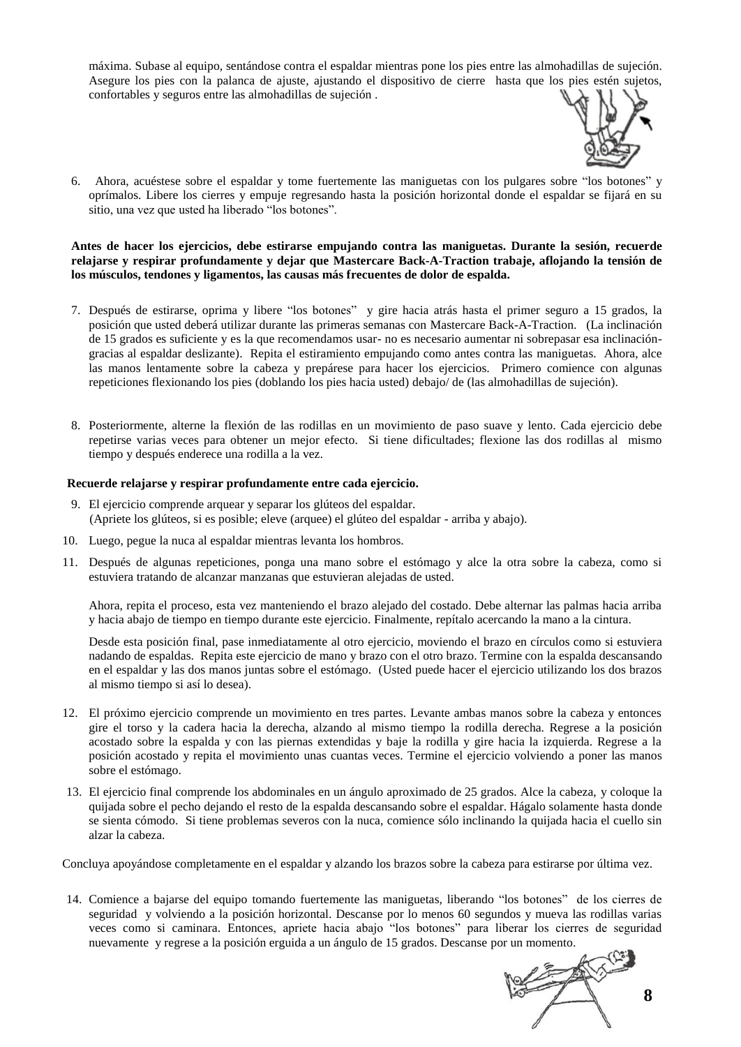máxima. Subase al equipo, sentándose contra el espaldar mientras pone los pies entre las almohadillas de sujeción. Asegure los pies con la palanca de ajuste, ajustando el dispositivo de cierre hasta que los pies estén sujetos, confortables y seguros entre las almohadillas de sujeción .

6. Ahora, acuéstese sobre el espaldar y tome fuertemente las maniguetas con los pulgares sobre "los botones" y oprímalos. Libere los cierres y empuje regresando hasta la posición horizontal donde el espaldar se fijará en su sitio, una vez que usted ha liberado "los botones".

**Antes de hacer los ejercicios, debe estirarse empujando contra las maniguetas. Durante la sesión, recuerde relajarse y respirar profundamente y dejar que Mastercare Back-A-Traction trabaje, aflojando la tensión de los músculos, tendones y ligamentos, las causas más frecuentes de dolor de espalda.**

7. Después de estirarse, oprima y libere "los botones" y gire hacia atrás hasta el primer seguro a 15 grados, la posición que usted deberá utilizar durante las primeras semanas con Mastercare Back-A-Traction. (La inclinación de 15 grados es suficiente y es la que recomendamos usar- no es necesario aumentar ni sobrepasar esa inclinación- gracias al espaldar deslizante). Repita el estiramiento empujando como antes contra las maniguetas. Ahora, alce las manos lentamente sobre la cabeza y prepárese para hacer los ejercicios. Primero comience con algunas repeticiones flexionando los pies (doblando los pies hacia usted) debajo/ de (las almohadillas de sujeción).

8. Posteriormente, alterne la flexión de las rodillas en un movimiento de paso suave y lento. Cada ejercicio debe repetirse varias veces para obtener un mejor efecto. Si tiene dificultades; flexione las dos rodillas al mismo tiempo y después enderece una rodilla a la vez.

**Recuerde relajarse y respirar profundamente entre cada ejercicio.**

9. El ejercicio comprende arquear y separar los glúteos del espaldar.
   (Apriete los glúteos, si es posible; eleve (arquee) el glúteo del espaldar - arriba y abajo).

10. Luego, pegue la nuca al espaldar mientras levanta los hombros.

11. Después de algunas repeticiones, ponga una mano sobre el estómago y alce la otra sobre la cabeza, como si estuviera tratando de alcanzar manzanas que estuvieran alejadas de usted.

    Ahora, repita el proceso, esta vez manteniendo el brazo alejado del costado. Debe alternar las palmas hacia arriba y hacia abajo de tiempo en tiempo durante este ejercicio. Finalmente, repítalo acercando la mano a la cintura.

    Desde esta posición final, pase inmediatamente al otro ejercicio, moviendo el brazo en círculos como si estuviera nadando de espaldas. Repita este ejercicio de mano y brazo con el otro brazo. Termine con la espalda descansando en el espaldar y las dos manos juntas sobre el estómago. (Usted puede hacer el ejercicio utilizando los dos brazos al mismo tiempo si así lo desea).

12. El próximo ejercicio comprende un movimiento en tres partes. Levante ambas manos sobre la cabeza y entonces gire el torso y la cadera hacia la derecha, alzando al mismo tiempo la rodilla derecha. Regrese a la posición acostado sobre la espalda y con las piernas extendidas y baje la rodilla y gire hacia la izquierda. Regrese a la posición acostado y repita el movimiento unas cuantas veces. Termine el ejercicio volviendo a poner las manos sobre el estómago.

13. El ejercicio final comprende los abdominales en un ángulo aproximado de 25 grados. Alce la cabeza, y coloque la quijada sobre el pecho dejando el resto de la espalda descansando sobre el espaldar. Hágalo solamente hasta donde se sienta cómodo. Si tiene problemas severos con la nuca, comience sólo inclinando la quijada hacia el cuello sin alzar la cabeza.

Concluya apoyándose completamente en el espaldar y alzando los brazos sobre la cabeza para estirarse por última vez.

14. Comience a bajarse del equipo tomando fuertemente las maniguetas, liberando "los botones" de los cierres de seguridad y volviendo a la posición horizontal. Descanse por lo menos 60 segundos y mueva las rodillas varias veces como si caminara. Entonces, apriete hacia abajo "los botones" para liberar los cierres de seguridad nuevamente y regrese a la posición erguida a un ángulo de 15 grados. Descanse por un momento.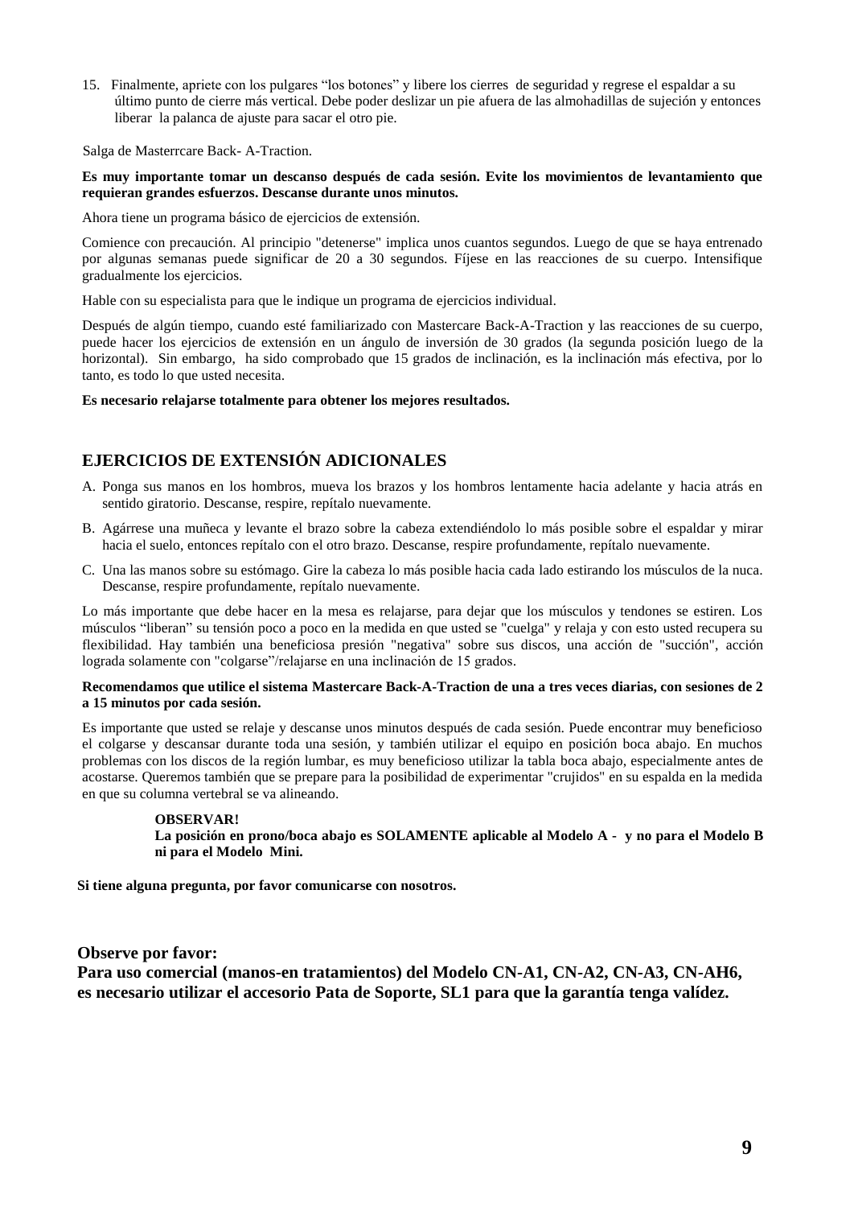15. Finalmente, apriete con los pulgares “los botones” y libere los cierres de seguridad y regrese el espaldar a su último punto de cierre más vertical. Debe poder deslizar un pie afuera de las almohadillas de sujeción y entonces liberar la palanca de ajuste para sacar el otro pie.

Salga de Masterrcare Back- A-Traction.

**Es muy importante tomar un descanso después de cada sesión. Evite los movimientos de levantamiento que requieran grandes esfuerzos. Descanse durante unos minutos.**

Ahora tiene un programa básico de ejercicios de extensión.

Comience con precaución. Al principio "detenerse" implica unos cuantos segundos. Luego de que se haya entrenado por algunas semanas puede significar de 20 a 30 segundos. Fíjese en las reacciones de su cuerpo. Intensifique gradualmente los ejercicios.

Hable con su especialista para que le indique un programa de ejercicios individual.

Después de algún tiempo, cuando esté familiarizado con Mastercare Back-A-Traction y las reacciones de su cuerpo, puede hacer los ejercicios de extensión en un ángulo de inversión de 30 grados (la segunda posición luego de la horizontal). Sin embargo, ha sido comprobado que 15 grados de inclinación, es la inclinación más efectiva, por lo tanto, es todo lo que usted necesita.

**Es necesario relajarse totalmente para obtener los mejores resultados.**

## EJERCICIOS DE EXTENSIÓN ADICIONALES

A. Ponga sus manos en los hombros, mueva los brazos y los hombros lentamente hacia adelante y hacia atrás en sentido giratorio. Descanse, respire, repítalo nuevamente.

B. Agárrese una muñeca y levante el brazo sobre la cabeza extendiéndolo lo más posible sobre el espaldar y mirar hacia el suelo, entonces repítalo con el otro brazo. Descanse, respire profundamente, repítalo nuevamente.

C. Una las manos sobre su estómago. Gire la cabeza lo más posible hacia cada lado estirando los músculos de la nuca. Descanse, respire profundamente, repítalo nuevamente.

Lo más importante que debe hacer en la mesa es relajarse, para dejar que los músculos y tendones se estiren. Los músculos “liberan” su tensión poco a poco en la medida en que usted se "cuelga" y relaja y con esto usted recupera su flexibilidad. Hay también una beneficiosa presión "negativa" sobre sus discos, una acción de "succión", acción lograda solamente con "colgarse”/relajarse en una inclinación de 15 grados.

**Recomendamos que utilice el sistema Mastercare Back-A-Traction de una a tres veces diarias, con sesiones de 2 a 15 minutos por cada sesión.**

Es importante que usted se relaje y descanse unos minutos después de cada sesión. Puede encontrar muy beneficioso el colgarse y descansar durante toda una sesión, y también utilizar el equipo en posición boca abajo. En muchos problemas con los discos de la región lumbar, es muy beneficioso utilizar la tabla boca abajo, especialmente antes de acostarse. Queremos también que se prepare para la posibilidad de experimentar "crujidos" en su espalda en la medida en que su columna vertebral se va alineando.

**OBSERVAR!**
**La posición en prono/boca abajo es SOLAMENTE aplicable al Modelo A - y no para el Modelo B ni para el Modelo Mini.**

**Si tiene alguna pregunta, por favor comunicarse con nosotros.**

**Observe por favor:**
**Para uso comercial (manos-en tratamientos) del Modelo CN-A1, CN-A2, CN-A3, CN-AH6, es necesario utilizar el accesorio Pata de Soporte, SL1 para que la garantía tenga valídez.**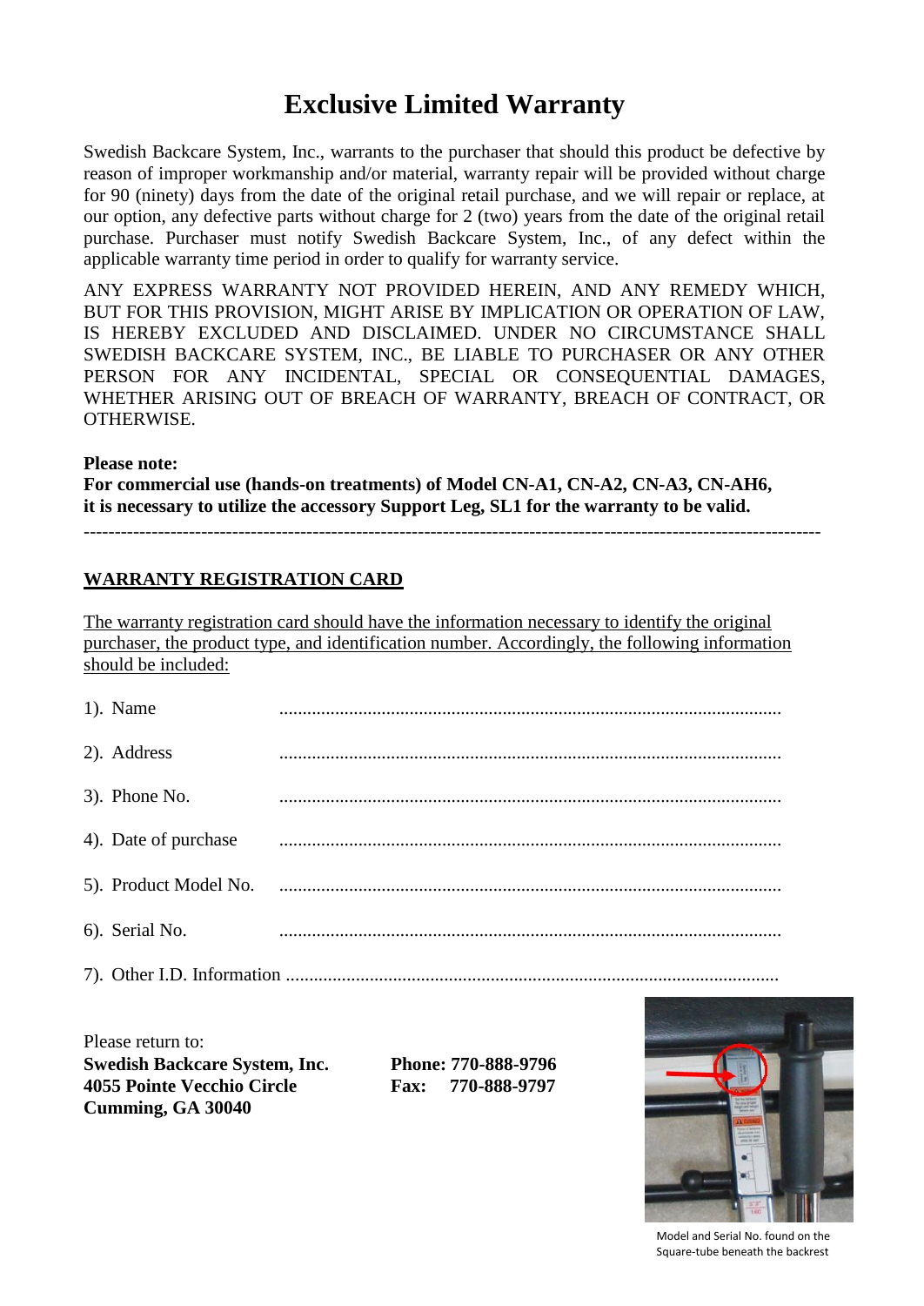# Exclusive Limited Warranty

Swedish Backcare System, Inc., warrants to the purchaser that should this product be defective by reason of improper workmanship and/or material, warranty repair will be provided without charge for 90 (ninety) days from the date of the original retail purchase, and we will repair or replace, at our option, any defective parts without charge for 2 (two) years from the date of the original retail purchase. Purchaser must notify Swedish Backcare System, Inc., of any defect within the applicable warranty time period in order to qualify for warranty service.

ANY EXPRESS WARRANTY NOT PROVIDED HEREIN, AND ANY REMEDY WHICH, BUT FOR THIS PROVISION, MIGHT ARISE BY IMPLICATION OR OPERATION OF LAW, IS HEREBY EXCLUDED AND DISCLAIMED. UNDER NO CIRCUMSTANCE SHALL SWEDISH BACKCARE SYSTEM, INC., BE LIABLE TO PURCHASER OR ANY OTHER PERSON FOR ANY INCIDENTAL, SPECIAL OR CONSEQUENTIAL DAMAGES, WHETHER ARISING OUT OF BREACH OF WARRANTY, BREACH OF CONTRACT, OR OTHERWISE.

**Please note:**
**For commercial use (hands-on treatments) of Model CN-A1, CN-A2, CN-A3, CN-AH6, it is necessary to utilize the accessory Support Leg, SL1 for the warranty to be valid.**

---

## WARRANTY REGISTRATION CARD

The warranty registration card should have the information necessary to identify the original purchaser, the product type, and identification number. Accordingly, the following information should be included:

1). Name ..........................................................................................................

2). Address ..........................................................................................................

3). Phone No. ..........................................................................................................

4). Date of purchase ..........................................................................................................

5). Product Model No. ..........................................................................................................

6). Serial No. ..........................................................................................................

7). Other I.D. Information ..........................................................................................................

Please return to:
**Swedish Backcare System, Inc.**
**4055 Pointe Vecchio Circle**
**Cumming, GA 30040**

**Phone: 770-888-9796**
**Fax: 770-888-9797**

Model and Serial No. found on the Square-tube beneath the backrest